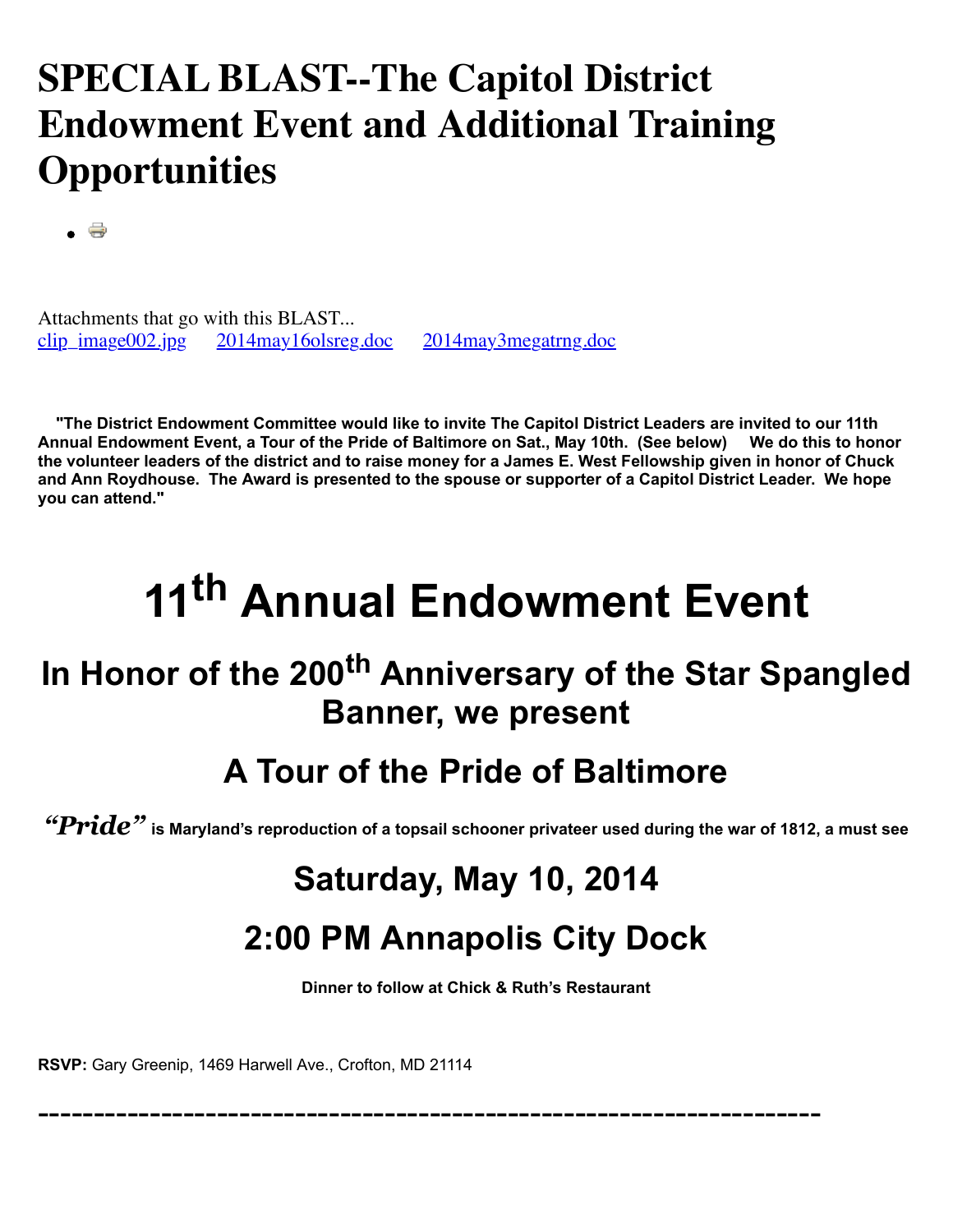# SPECIAL BLAST--The Capitol District Endowment Event and Additional Training Opportunities

Attachments that go with this BLAST...
clip_image002.jpg 2014may16olsreg.doc 2014may3megatrng.doc

**"The District Endowment Committee would like to invite The Capitol District Leaders are invited to our 11th Annual Endowment Event, a Tour of the Pride of Baltimore on Sat., May 10th. (See below) We do this to honor the volunteer leaders of the district and to raise money for a James E. West Fellowship given in honor of Chuck and Ann Roydhouse. The Award is presented to the spouse or supporter of a Capitol District Leader. We hope you can attend."**

# 11th Annual Endowment Event

## In Honor of the 200th Anniversary of the Star Spangled Banner, we present

## A Tour of the Pride of Baltimore

***"Pride"*** **is Maryland's reproduction of a topsail schooner privateer used during the war of 1812, a must see**

## Saturday, May 10, 2014

## 2:00 PM Annapolis City Dock

**Dinner to follow at Chick & Ruth's Restaurant**

**RSVP:** Gary Greenip, 1469 Harwell Ave., Crofton, MD 21114

---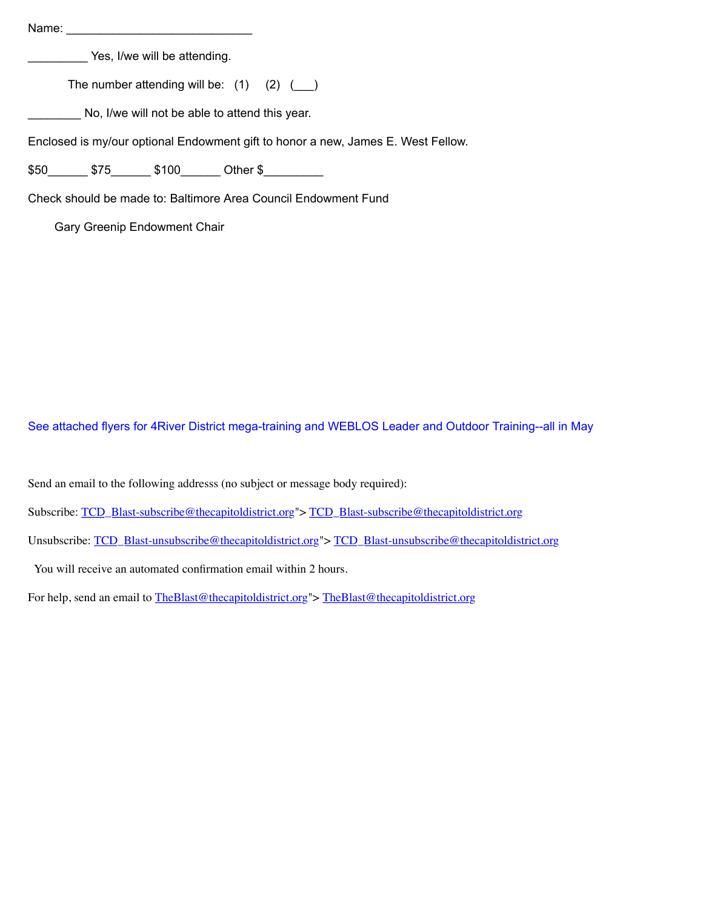Name: ___________________________

_________ Yes, I/we will be attending.

The number attending will be: (1) (2) (___)

________ No, I/we will not be able to attend this year.

Enclosed is my/our optional Endowment gift to honor a new, James E. West Fellow.

$50______ $75______ $100______ Other $_________

Check should be made to: Baltimore Area Council Endowment Fund

Gary Greenip Endowment Chair

See attached flyers for 4River District mega-training and WEBLOS Leader and Outdoor Training--all in May

Send an email to the following addresss (no subject or message body required):

Subscribe: TCD_Blast-subscribe@thecapitoldistrict.org"> TCD_Blast-subscribe@thecapitoldistrict.org

Unsubscribe: TCD_Blast-unsubscribe@thecapitoldistrict.org"> TCD_Blast-unsubscribe@thecapitoldistrict.org

You will receive an automated confirmation email within 2 hours.

For help, send an email to TheBlast@thecapitoldistrict.org"> TheBlast@thecapitoldistrict.org